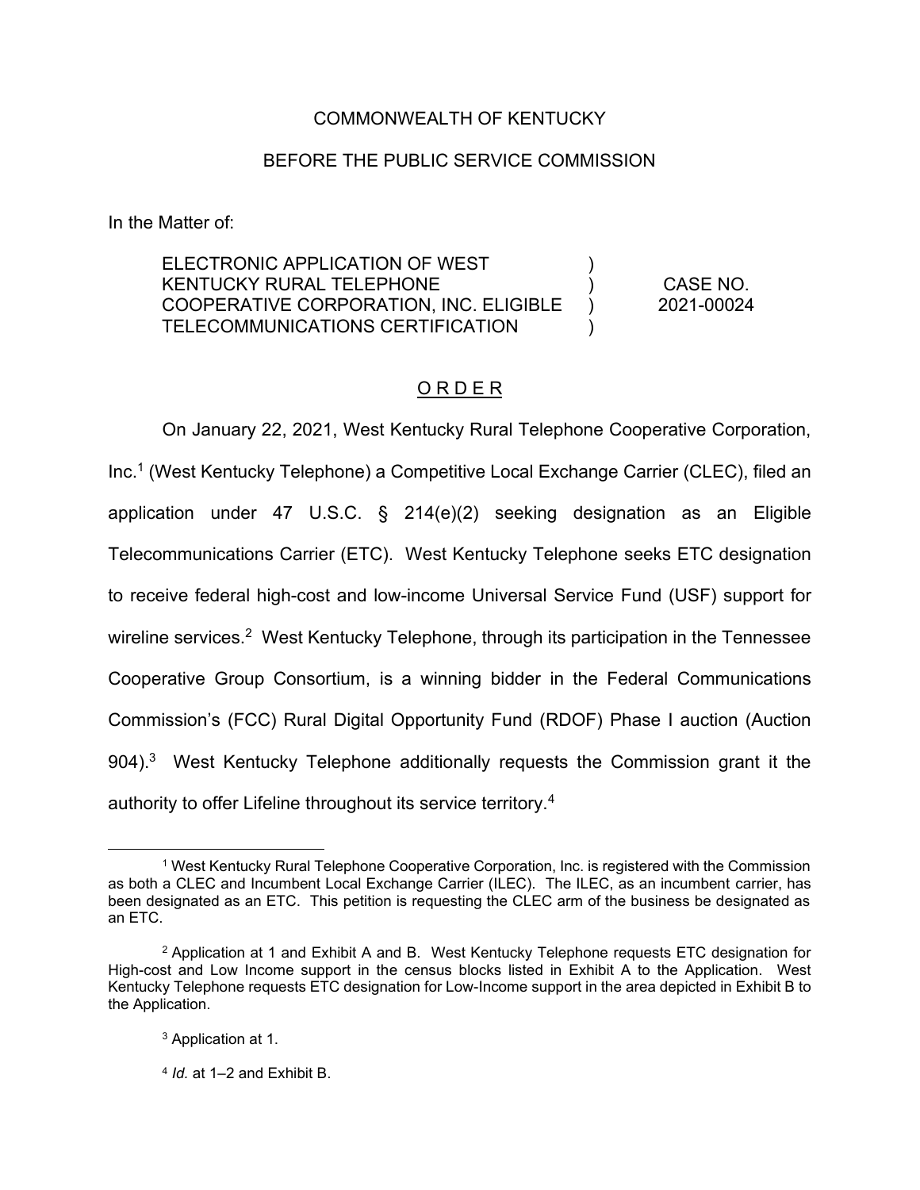COMMONWEALTH OF KENTUCKY

BEFORE THE PUBLIC SERVICE COMMISSION

In the Matter of:

| | | |
|---|---|---|
| ELECTRONIC APPLICATION OF WEST KENTUCKY RURAL TELEPHONE COOPERATIVE CORPORATION, INC. ELIGIBLE TELECOMMUNICATIONS CERTIFICATION | ) | CASE NO. 2021-00024 |

## O R D E R

On January 22, 2021, West Kentucky Rural Telephone Cooperative Corporation, Inc.[1] (West Kentucky Telephone) a Competitive Local Exchange Carrier (CLEC), filed an application under 47 U.S.C. § 214(e)(2) seeking designation as an Eligible Telecommunications Carrier (ETC). West Kentucky Telephone seeks ETC designation to receive federal high-cost and low-income Universal Service Fund (USF) support for wireline services.[2] West Kentucky Telephone, through its participation in the Tennessee Cooperative Group Consortium, is a winning bidder in the Federal Communications Commission's (FCC) Rural Digital Opportunity Fund (RDOF) Phase I auction (Auction 904).[3] West Kentucky Telephone additionally requests the Commission grant it the authority to offer Lifeline throughout its service territory.[4]

---

[1] West Kentucky Rural Telephone Cooperative Corporation, Inc. is registered with the Commission as both a CLEC and Incumbent Local Exchange Carrier (ILEC). The ILEC, as an incumbent carrier, has been designated as an ETC. This petition is requesting the CLEC arm of the business be designated as an ETC.

[2] Application at 1 and Exhibit A and B. West Kentucky Telephone requests ETC designation for High-cost and Low Income support in the census blocks listed in Exhibit A to the Application. West Kentucky Telephone requests ETC designation for Low-Income support in the area depicted in Exhibit B to the Application.

[3] Application at 1.

[4] *Id*. at 1–2 and Exhibit B.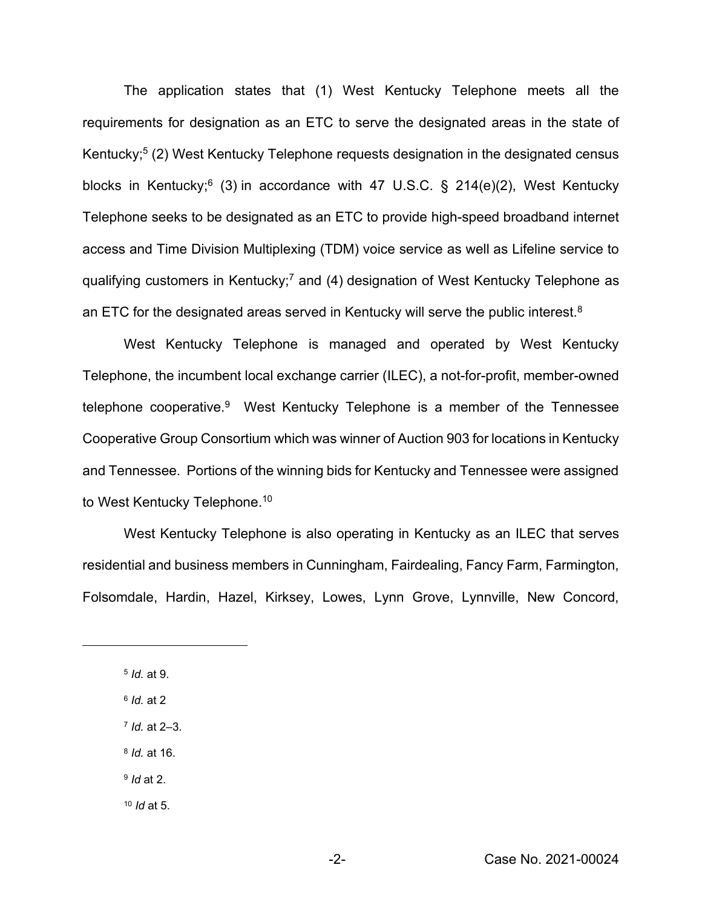The application states that (1) West Kentucky Telephone meets all the requirements for designation as an ETC to serve the designated areas in the state of Kentucky;[5] (2) West Kentucky Telephone requests designation in the designated census blocks in Kentucky;[6] (3) in accordance with 47 U.S.C. § 214(e)(2), West Kentucky Telephone seeks to be designated as an ETC to provide high-speed broadband internet access and Time Division Multiplexing (TDM) voice service as well as Lifeline service to qualifying customers in Kentucky;[7] and (4) designation of West Kentucky Telephone as an ETC for the designated areas served in Kentucky will serve the public interest.[8]

West Kentucky Telephone is managed and operated by West Kentucky Telephone, the incumbent local exchange carrier (ILEC), a not-for-profit, member-owned telephone cooperative.[9] West Kentucky Telephone is a member of the Tennessee Cooperative Group Consortium which was winner of Auction 903 for locations in Kentucky and Tennessee. Portions of the winning bids for Kentucky and Tennessee were assigned to West Kentucky Telephone.[10]

West Kentucky Telephone is also operating in Kentucky as an ILEC that serves residential and business members in Cunningham, Fairdealing, Fancy Farm, Farmington, Folsomdale, Hardin, Hazel, Kirksey, Lowes, Lynn Grove, Lynnville, New Concord,

---

[5] *Id.* at 9.

[6] *Id.* at 2

[7] *Id.* at 2–3.

[8] *Id.* at 16.

[9] *Id* at 2.

[10] *Id* at 5.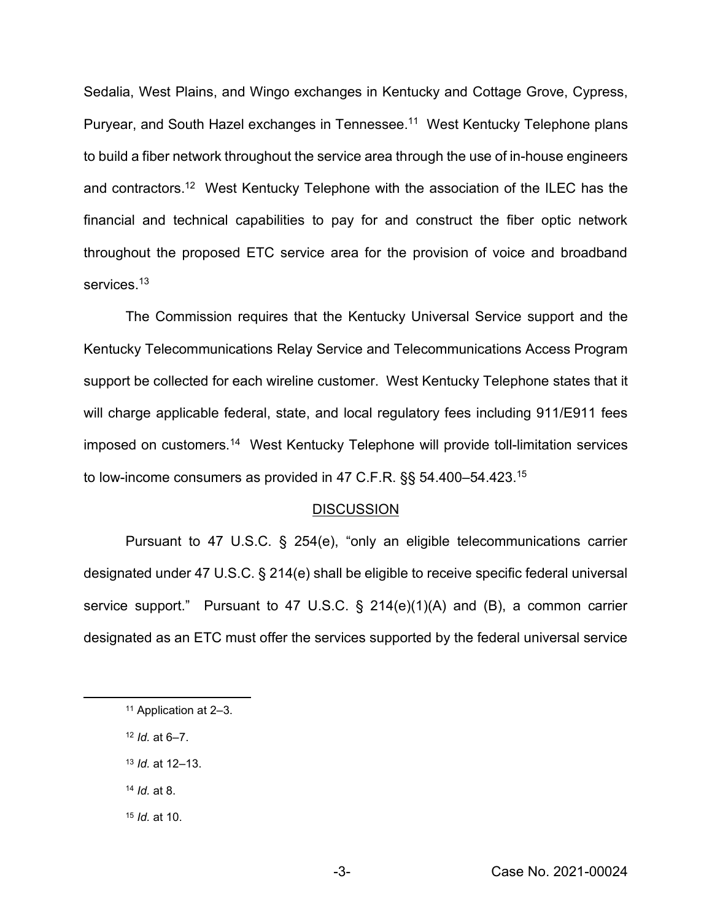Sedalia, West Plains, and Wingo exchanges in Kentucky and Cottage Grove, Cypress, Puryear, and South Hazel exchanges in Tennessee.[11] West Kentucky Telephone plans to build a fiber network throughout the service area through the use of in-house engineers and contractors.[12] West Kentucky Telephone with the association of the ILEC has the financial and technical capabilities to pay for and construct the fiber optic network throughout the proposed ETC service area for the provision of voice and broadband services.[13]

The Commission requires that the Kentucky Universal Service support and the Kentucky Telecommunications Relay Service and Telecommunications Access Program support be collected for each wireline customer. West Kentucky Telephone states that it will charge applicable federal, state, and local regulatory fees including 911/E911 fees imposed on customers.[14] West Kentucky Telephone will provide toll-limitation services to low-income consumers as provided in 47 C.F.R. §§ 54.400–54.423.[15]

## DISCUSSION

Pursuant to 47 U.S.C. § 254(e), "only an eligible telecommunications carrier designated under 47 U.S.C. § 214(e) shall be eligible to receive specific federal universal service support." Pursuant to 47 U.S.C. § 214(e)(1)(A) and (B), a common carrier designated as an ETC must offer the services supported by the federal universal service

---

[11] Application at 2–3.

[12] *Id.* at 6–7.

[13] *Id.* at 12–13.

[14] *Id.* at 8.

[15] *Id.* at 10.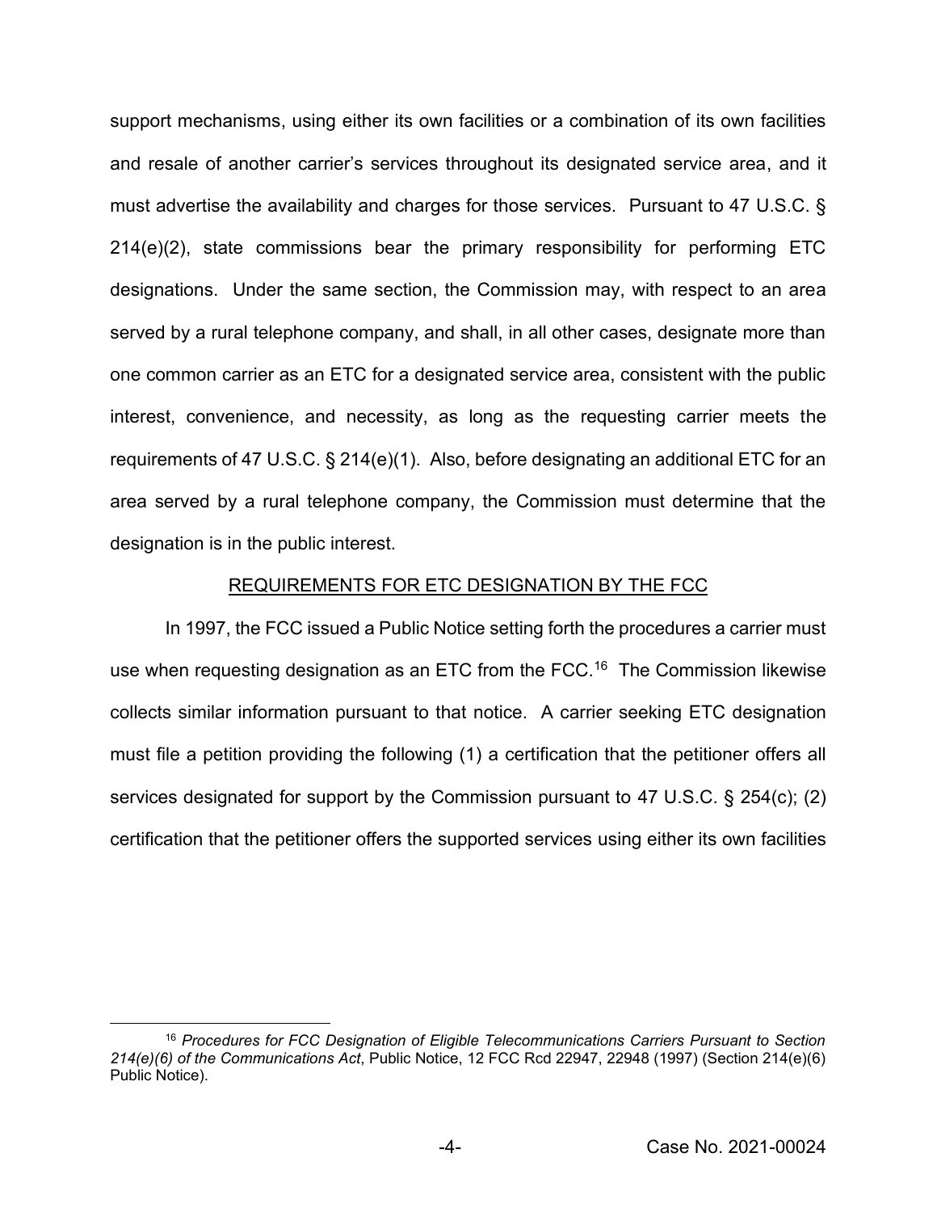support mechanisms, using either its own facilities or a combination of its own facilities and resale of another carrier's services throughout its designated service area, and it must advertise the availability and charges for those services. Pursuant to 47 U.S.C. § 214(e)(2), state commissions bear the primary responsibility for performing ETC designations. Under the same section, the Commission may, with respect to an area served by a rural telephone company, and shall, in all other cases, designate more than one common carrier as an ETC for a designated service area, consistent with the public interest, convenience, and necessity, as long as the requesting carrier meets the requirements of 47 U.S.C. § 214(e)(1). Also, before designating an additional ETC for an area served by a rural telephone company, the Commission must determine that the designation is in the public interest.

## REQUIREMENTS FOR ETC DESIGNATION BY THE FCC

In 1997, the FCC issued a Public Notice setting forth the procedures a carrier must use when requesting designation as an ETC from the FCC.[16] The Commission likewise collects similar information pursuant to that notice. A carrier seeking ETC designation must file a petition providing the following (1) a certification that the petitioner offers all services designated for support by the Commission pursuant to 47 U.S.C. § 254(c); (2) certification that the petitioner offers the supported services using either its own facilities

[16] *Procedures for FCC Designation of Eligible Telecommunications Carriers Pursuant to Section 214(e)(6) of the Communications Act*, Public Notice, 12 FCC Rcd 22947, 22948 (1997) (Section 214(e)(6) Public Notice).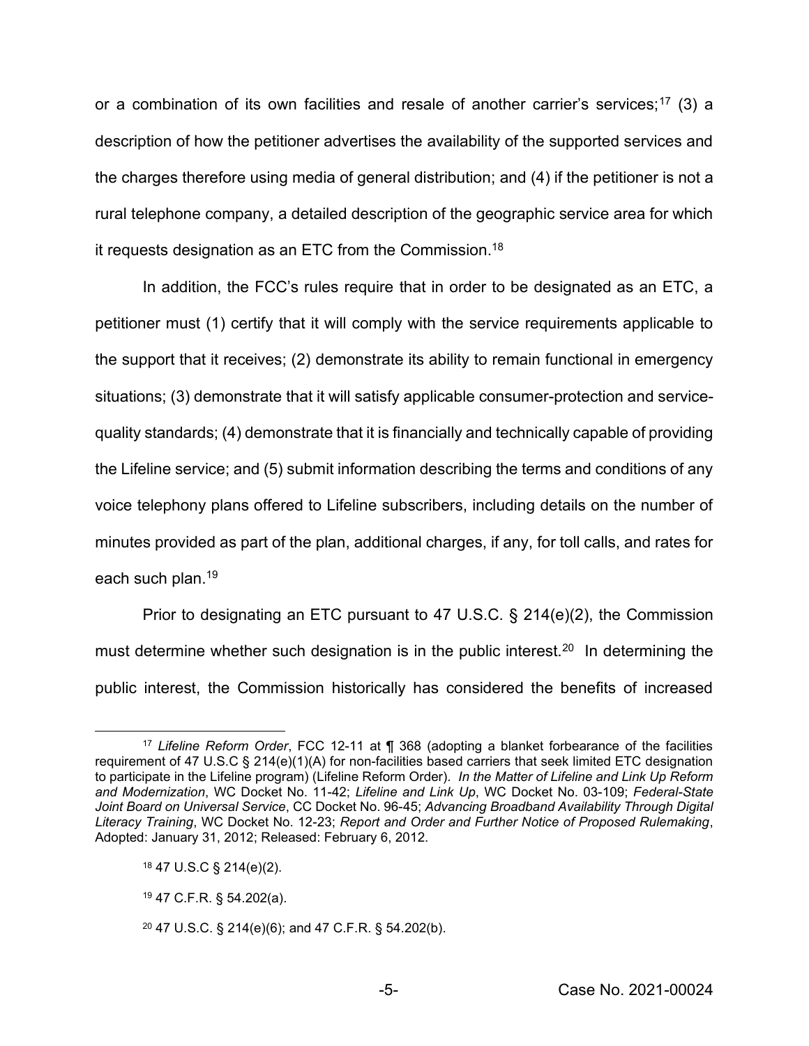or a combination of its own facilities and resale of another carrier's services;[17] (3) a description of how the petitioner advertises the availability of the supported services and the charges therefore using media of general distribution; and (4) if the petitioner is not a rural telephone company, a detailed description of the geographic service area for which it requests designation as an ETC from the Commission.[18]

In addition, the FCC's rules require that in order to be designated as an ETC, a petitioner must (1) certify that it will comply with the service requirements applicable to the support that it receives; (2) demonstrate its ability to remain functional in emergency situations; (3) demonstrate that it will satisfy applicable consumer-protection and service-quality standards; (4) demonstrate that it is financially and technically capable of providing the Lifeline service; and (5) submit information describing the terms and conditions of any voice telephony plans offered to Lifeline subscribers, including details on the number of minutes provided as part of the plan, additional charges, if any, for toll calls, and rates for each such plan.[19]

Prior to designating an ETC pursuant to 47 U.S.C. § 214(e)(2), the Commission must determine whether such designation is in the public interest.[20] In determining the public interest, the Commission historically has considered the benefits of increased

---

[17] *Lifeline Reform Order*, FCC 12-11 at ¶ 368 (adopting a blanket forbearance of the facilities requirement of 47 U.S.C § 214(e)(1)(A) for non-facilities based carriers that seek limited ETC designation to participate in the Lifeline program) (Lifeline Reform Order). *In the Matter of Lifeline and Link Up Reform and Modernization*, WC Docket No. 11-42; *Lifeline and Link Up*, WC Docket No. 03-109; *Federal-State Joint Board on Universal Service*, CC Docket No. 96-45; *Advancing Broadband Availability Through Digital Literacy Training*, WC Docket No. 12-23; *Report and Order and Further Notice of Proposed Rulemaking*, Adopted: January 31, 2012; Released: February 6, 2012.

[18] 47 U.S.C § 214(e)(2).

[19] 47 C.F.R. § 54.202(a).

[20] 47 U.S.C. § 214(e)(6); and 47 C.F.R. § 54.202(b).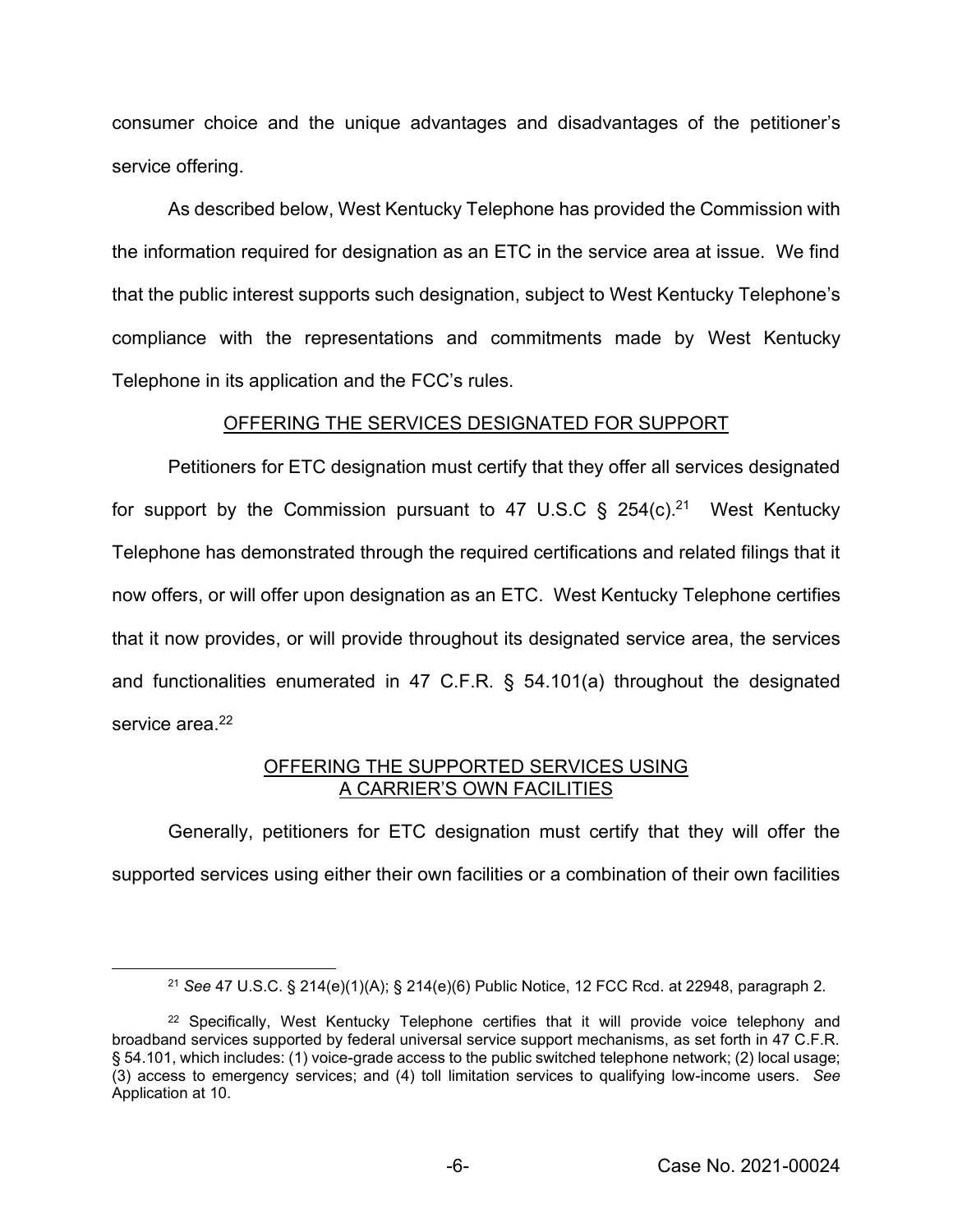consumer choice and the unique advantages and disadvantages of the petitioner's service offering.

As described below, West Kentucky Telephone has provided the Commission with the information required for designation as an ETC in the service area at issue. We find that the public interest supports such designation, subject to West Kentucky Telephone's compliance with the representations and commitments made by West Kentucky Telephone in its application and the FCC's rules.

## OFFERING THE SERVICES DESIGNATED FOR SUPPORT

Petitioners for ETC designation must certify that they offer all services designated for support by the Commission pursuant to 47 U.S.C § 254(c).[21] West Kentucky Telephone has demonstrated through the required certifications and related filings that it now offers, or will offer upon designation as an ETC. West Kentucky Telephone certifies that it now provides, or will provide throughout its designated service area, the services and functionalities enumerated in 47 C.F.R. § 54.101(a) throughout the designated service area.[22]

## OFFERING THE SUPPORTED SERVICES USING A CARRIER'S OWN FACILITIES

Generally, petitioners for ETC designation must certify that they will offer the supported services using either their own facilities or a combination of their own facilities

---

[21] *See* 47 U.S.C. § 214(e)(1)(A); § 214(e)(6) Public Notice, 12 FCC Rcd. at 22948, paragraph 2.

[22] Specifically, West Kentucky Telephone certifies that it will provide voice telephony and broadband services supported by federal universal service support mechanisms, as set forth in 47 C.F.R. § 54.101, which includes: (1) voice-grade access to the public switched telephone network; (2) local usage; (3) access to emergency services; and (4) toll limitation services to qualifying low-income users. *See* Application at 10.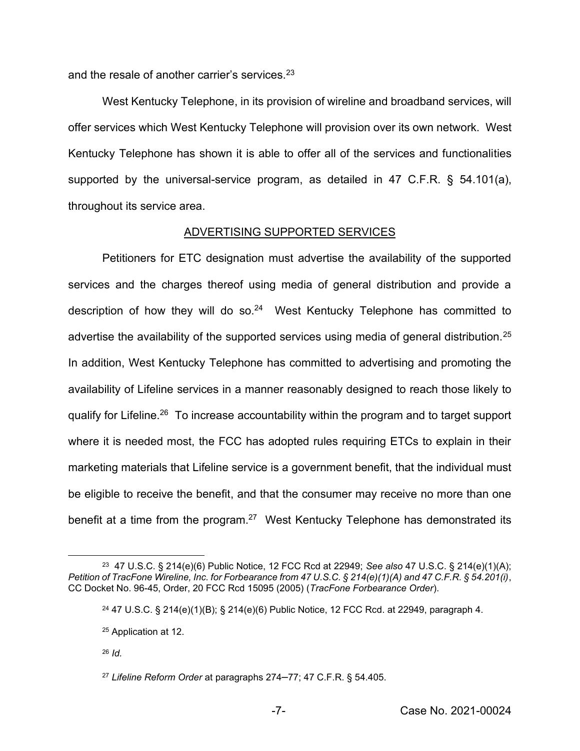and the resale of another carrier's services.[23]

West Kentucky Telephone, in its provision of wireline and broadband services, will offer services which West Kentucky Telephone will provision over its own network. West Kentucky Telephone has shown it is able to offer all of the services and functionalities supported by the universal-service program, as detailed in 47 C.F.R. § 54.101(a), throughout its service area.

## ADVERTISING SUPPORTED SERVICES

Petitioners for ETC designation must advertise the availability of the supported services and the charges thereof using media of general distribution and provide a description of how they will do so.[24] West Kentucky Telephone has committed to advertise the availability of the supported services using media of general distribution.[25] In addition, West Kentucky Telephone has committed to advertising and promoting the availability of Lifeline services in a manner reasonably designed to reach those likely to qualify for Lifeline.[26] To increase accountability within the program and to target support where it is needed most, the FCC has adopted rules requiring ETCs to explain in their marketing materials that Lifeline service is a government benefit, that the individual must be eligible to receive the benefit, and that the consumer may receive no more than one benefit at a time from the program.[27] West Kentucky Telephone has demonstrated its

---

[23] 47 U.S.C. § 214(e)(6) Public Notice, 12 FCC Rcd at 22949; *See also* 47 U.S.C. § 214(e)(1)(A); *Petition of TracFone Wireline, Inc. for Forbearance from 47 U.S.C. § 214(e)(1)(A) and 47 C.F.R. § 54.201(i)*, CC Docket No. 96-45, Order, 20 FCC Rcd 15095 (2005) (*TracFone Forbearance Order*).

[24] 47 U.S.C. § 214(e)(1)(B); § 214(e)(6) Public Notice, 12 FCC Rcd. at 22949, paragraph 4.

[25] Application at 12.

[26] *Id.*

[27] *Lifeline Reform Order* at paragraphs 274–77; 47 C.F.R. § 54.405.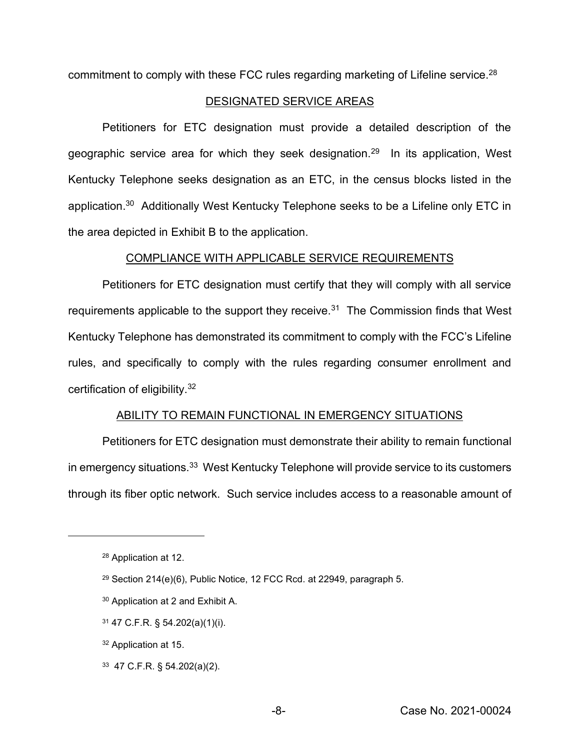commitment to comply with these FCC rules regarding marketing of Lifeline service.[28]

## DESIGNATED SERVICE AREAS

Petitioners for ETC designation must provide a detailed description of the geographic service area for which they seek designation.[29] In its application, West Kentucky Telephone seeks designation as an ETC, in the census blocks listed in the application.[30] Additionally West Kentucky Telephone seeks to be a Lifeline only ETC in the area depicted in Exhibit B to the application.

## COMPLIANCE WITH APPLICABLE SERVICE REQUIREMENTS

Petitioners for ETC designation must certify that they will comply with all service requirements applicable to the support they receive.[31] The Commission finds that West Kentucky Telephone has demonstrated its commitment to comply with the FCC's Lifeline rules, and specifically to comply with the rules regarding consumer enrollment and certification of eligibility.[32]

## ABILITY TO REMAIN FUNCTIONAL IN EMERGENCY SITUATIONS

Petitioners for ETC designation must demonstrate their ability to remain functional in emergency situations.[33] West Kentucky Telephone will provide service to its customers through its fiber optic network. Such service includes access to a reasonable amount of

---

[28] Application at 12.

[29] Section 214(e)(6), Public Notice, 12 FCC Rcd. at 22949, paragraph 5.

[30] Application at 2 and Exhibit A.

[31] 47 C.F.R. § 54.202(a)(1)(i).

[32] Application at 15.

[33] 47 C.F.R. § 54.202(a)(2).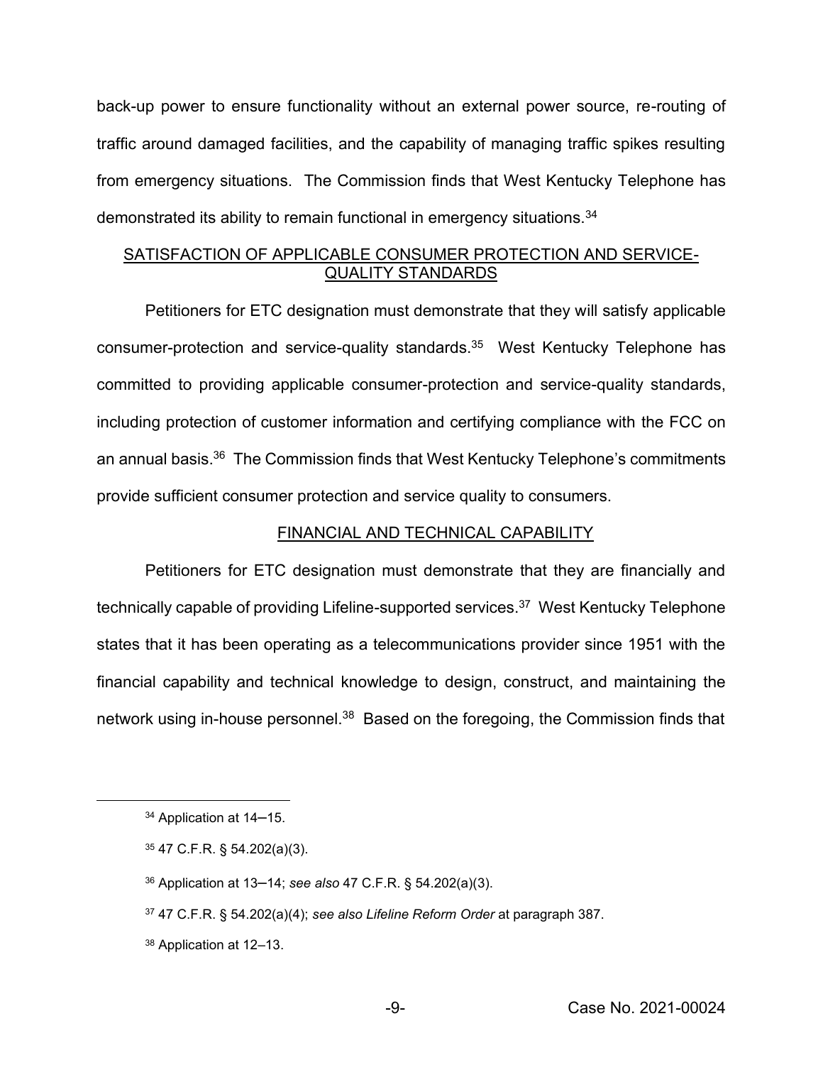back-up power to ensure functionality without an external power source, re-routing of traffic around damaged facilities, and the capability of managing traffic spikes resulting from emergency situations. The Commission finds that West Kentucky Telephone has demonstrated its ability to remain functional in emergency situations.[34]

## SATISFACTION OF APPLICABLE CONSUMER PROTECTION AND SERVICE-QUALITY STANDARDS

Petitioners for ETC designation must demonstrate that they will satisfy applicable consumer-protection and service-quality standards.[35] West Kentucky Telephone has committed to providing applicable consumer-protection and service-quality standards, including protection of customer information and certifying compliance with the FCC on an annual basis.[36] The Commission finds that West Kentucky Telephone's commitments provide sufficient consumer protection and service quality to consumers.

## FINANCIAL AND TECHNICAL CAPABILITY

Petitioners for ETC designation must demonstrate that they are financially and technically capable of providing Lifeline-supported services.[37] West Kentucky Telephone states that it has been operating as a telecommunications provider since 1951 with the financial capability and technical knowledge to design, construct, and maintaining the network using in-house personnel.[38] Based on the foregoing, the Commission finds that

---

[34] Application at 14–15.

[35] 47 C.F.R. § 54.202(a)(3).

[36] Application at 13–14; *see also* 47 C.F.R. § 54.202(a)(3).

[37] 47 C.F.R. § 54.202(a)(4); *see also Lifeline Reform Order* at paragraph 387.

[38] Application at 12–13.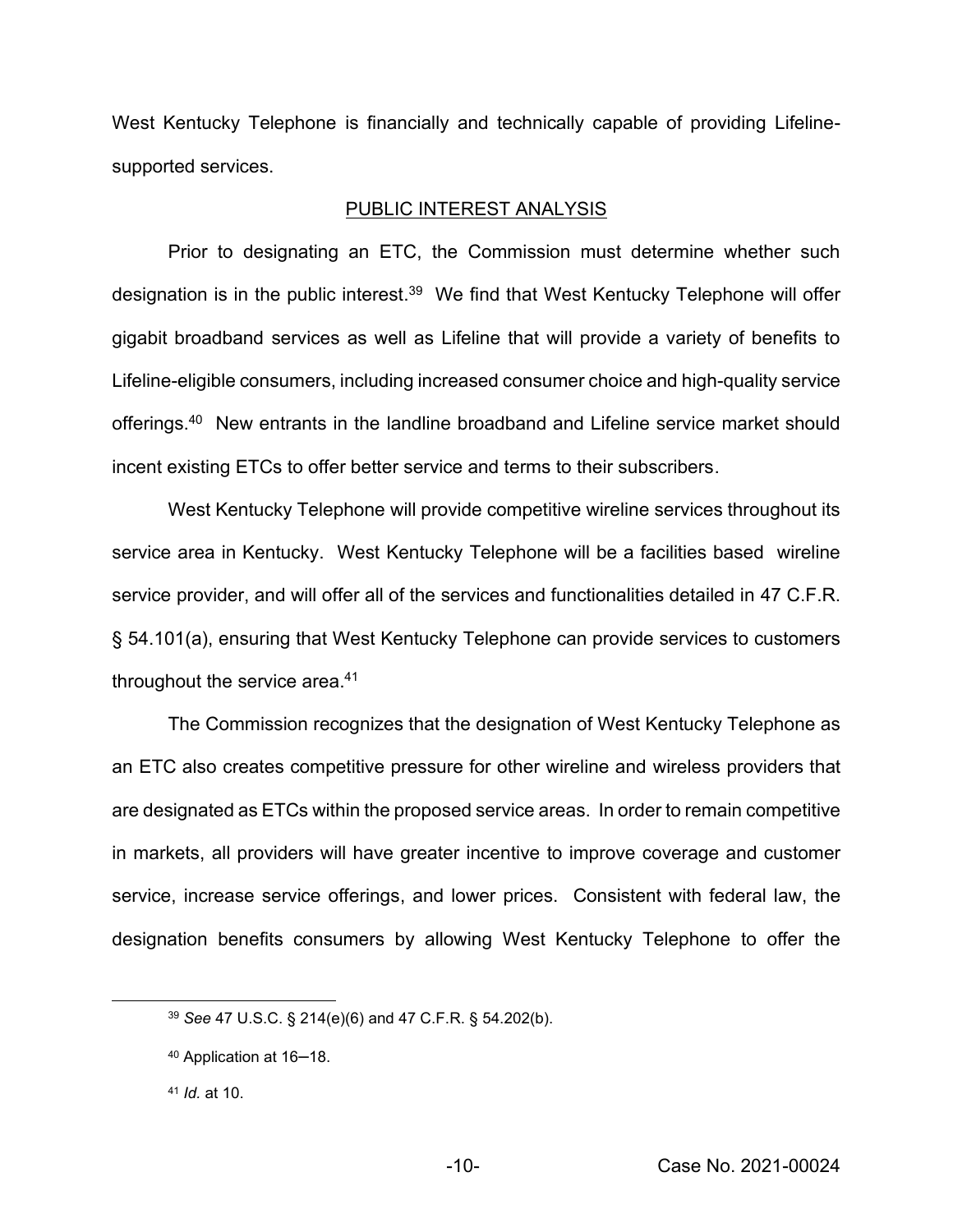West Kentucky Telephone is financially and technically capable of providing Lifeline-supported services.

<u>PUBLIC INTEREST ANALYSIS</u>

Prior to designating an ETC, the Commission must determine whether such designation is in the public interest.[39] We find that West Kentucky Telephone will offer gigabit broadband services as well as Lifeline that will provide a variety of benefits to Lifeline-eligible consumers, including increased consumer choice and high-quality service offerings.[40] New entrants in the landline broadband and Lifeline service market should incent existing ETCs to offer better service and terms to their subscribers.

West Kentucky Telephone will provide competitive wireline services throughout its service area in Kentucky. West Kentucky Telephone will be a facilities based wireline service provider, and will offer all of the services and functionalities detailed in 47 C.F.R. § 54.101(a), ensuring that West Kentucky Telephone can provide services to customers throughout the service area.[41]

The Commission recognizes that the designation of West Kentucky Telephone as an ETC also creates competitive pressure for other wireline and wireless providers that are designated as ETCs within the proposed service areas. In order to remain competitive in markets, all providers will have greater incentive to improve coverage and customer service, increase service offerings, and lower prices. Consistent with federal law, the designation benefits consumers by allowing West Kentucky Telephone to offer the

---

[39] *See* 47 U.S.C. § 214(e)(6) and 47 C.F.R. § 54.202(b).

[40] Application at 16–18.

[41] *Id.* at 10.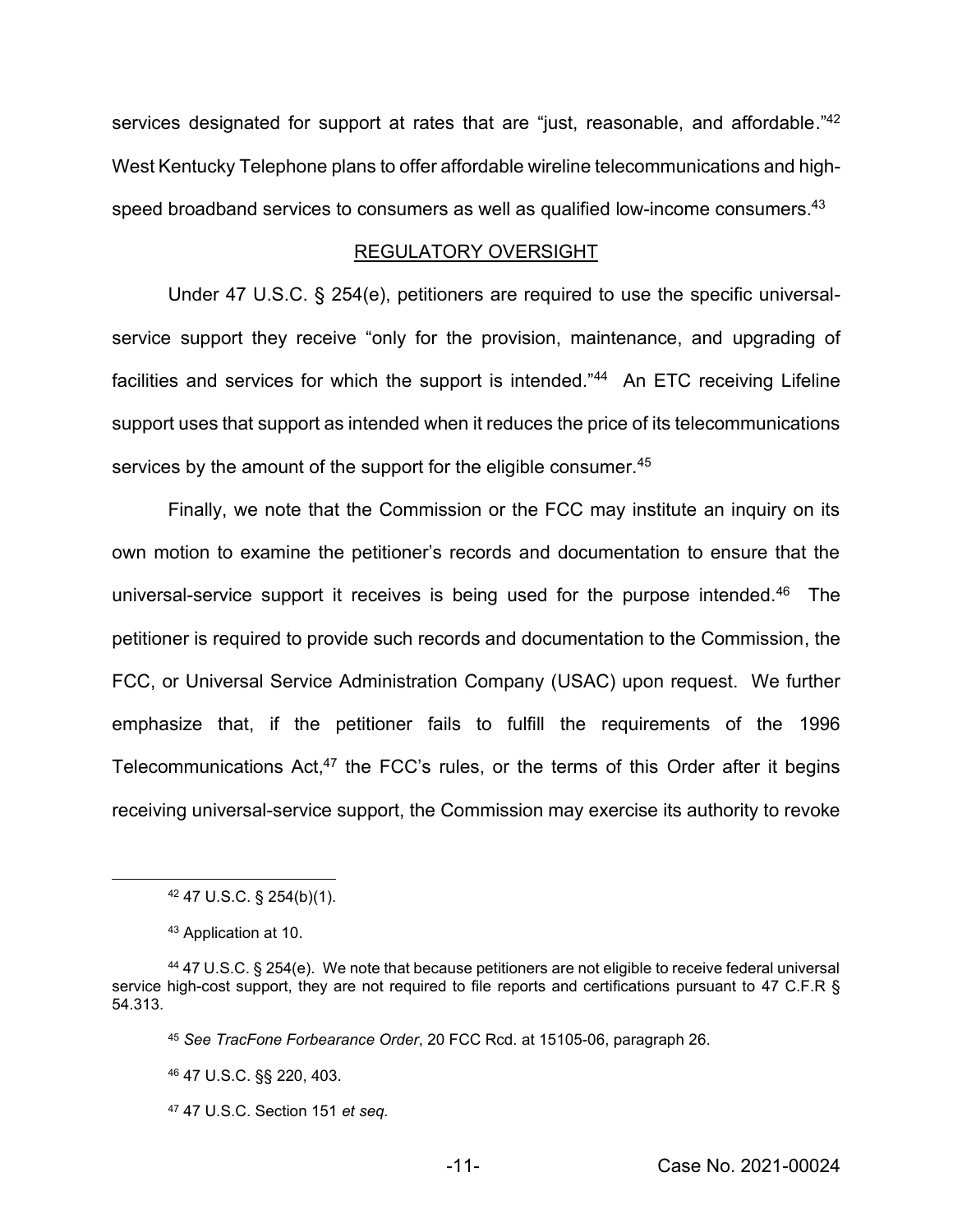services designated for support at rates that are "just, reasonable, and affordable."[42] West Kentucky Telephone plans to offer affordable wireline telecommunications and high-speed broadband services to consumers as well as qualified low-income consumers.[43]

## REGULATORY OVERSIGHT

Under 47 U.S.C. § 254(e), petitioners are required to use the specific universal-service support they receive "only for the provision, maintenance, and upgrading of facilities and services for which the support is intended."[44] An ETC receiving Lifeline support uses that support as intended when it reduces the price of its telecommunications services by the amount of the support for the eligible consumer.[45]

Finally, we note that the Commission or the FCC may institute an inquiry on its own motion to examine the petitioner's records and documentation to ensure that the universal-service support it receives is being used for the purpose intended.[46] The petitioner is required to provide such records and documentation to the Commission, the FCC, or Universal Service Administration Company (USAC) upon request. We further emphasize that, if the petitioner fails to fulfill the requirements of the 1996 Telecommunications Act,[47] the FCC's rules, or the terms of this Order after it begins receiving universal-service support, the Commission may exercise its authority to revoke

---

[42] 47 U.S.C. § 254(b)(1).

[43] Application at 10.

[44] 47 U.S.C. § 254(e). We note that because petitioners are not eligible to receive federal universal service high-cost support, they are not required to file reports and certifications pursuant to 47 C.F.R § 54.313.

[45] *See TracFone Forbearance Order*, 20 FCC Rcd. at 15105-06, paragraph 26.

[46] 47 U.S.C. §§ 220, 403.

[47] 47 U.S.C. Section 151 *et seq.*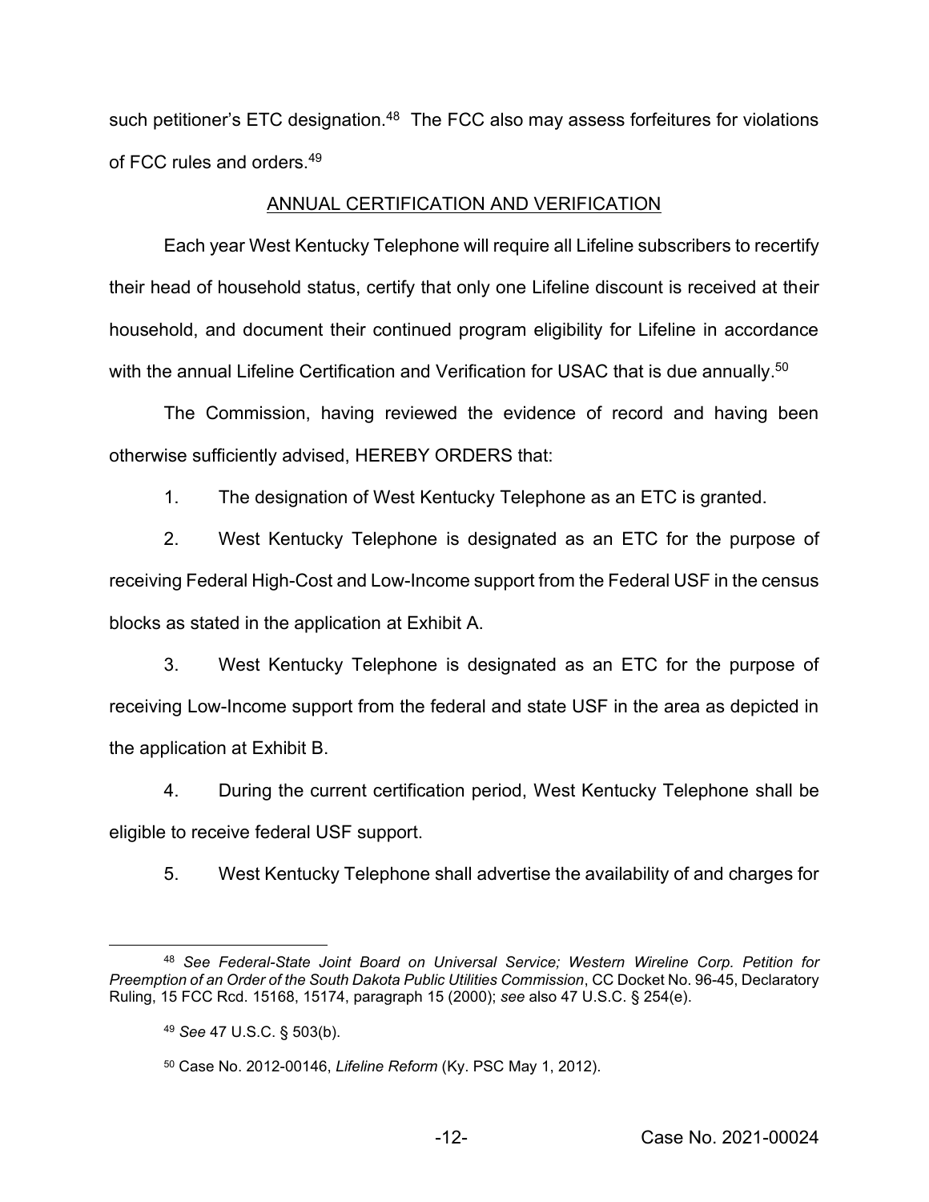such petitioner's ETC designation.[48] The FCC also may assess forfeitures for violations of FCC rules and orders.[49]

## ANNUAL CERTIFICATION AND VERIFICATION

Each year West Kentucky Telephone will require all Lifeline subscribers to recertify their head of household status, certify that only one Lifeline discount is received at their household, and document their continued program eligibility for Lifeline in accordance with the annual Lifeline Certification and Verification for USAC that is due annually.[50]

The Commission, having reviewed the evidence of record and having been otherwise sufficiently advised, HEREBY ORDERS that:

1. The designation of West Kentucky Telephone as an ETC is granted.

2. West Kentucky Telephone is designated as an ETC for the purpose of receiving Federal High-Cost and Low-Income support from the Federal USF in the census blocks as stated in the application at Exhibit A.

3. West Kentucky Telephone is designated as an ETC for the purpose of receiving Low-Income support from the federal and state USF in the area as depicted in the application at Exhibit B.

4. During the current certification period, West Kentucky Telephone shall be eligible to receive federal USF support.

5. West Kentucky Telephone shall advertise the availability of and charges for

---

[48] *See Federal-State Joint Board on Universal Service; Western Wireline Corp. Petition for Preemption of an Order of the South Dakota Public Utilities Commission*, CC Docket No. 96-45, Declaratory Ruling, 15 FCC Rcd. 15168, 15174, paragraph 15 (2000); *see* also 47 U.S.C. § 254(e).

[49] *See* 47 U.S.C. § 503(b).

[50] Case No. 2012-00146, *Lifeline Reform* (Ky. PSC May 1, 2012).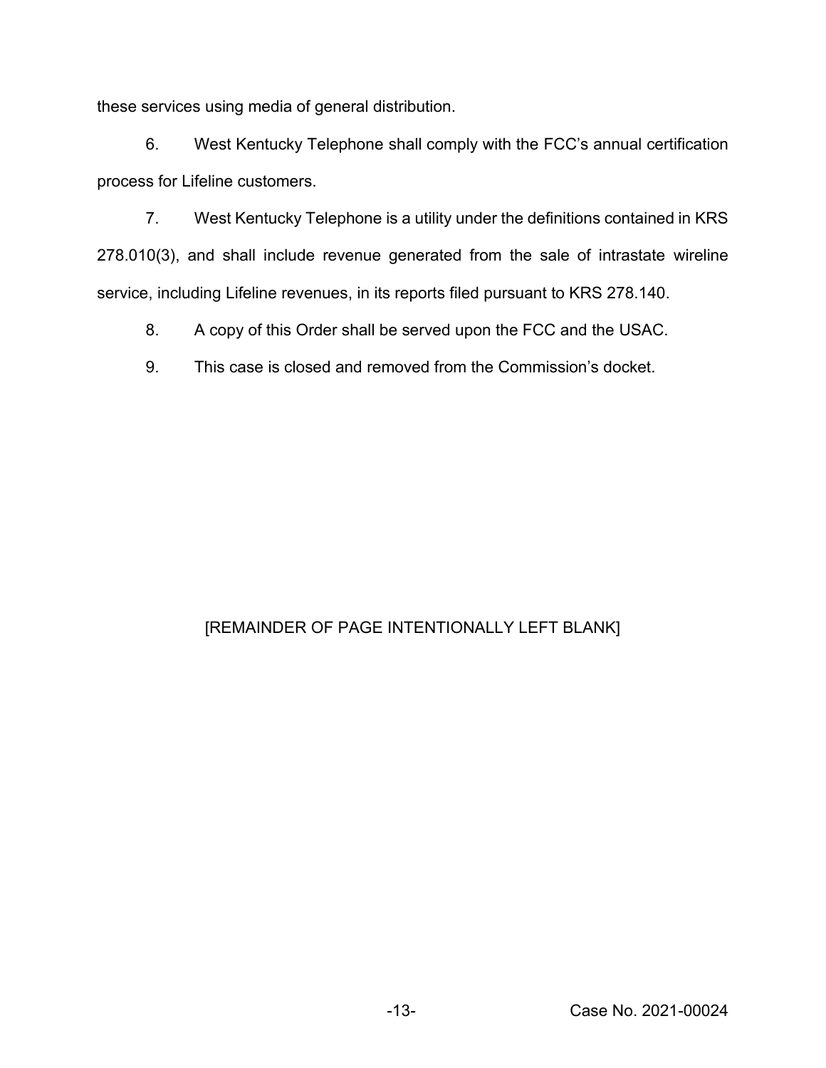these services using media of general distribution.

6. West Kentucky Telephone shall comply with the FCC's annual certification process for Lifeline customers.

7. West Kentucky Telephone is a utility under the definitions contained in KRS 278.010(3), and shall include revenue generated from the sale of intrastate wireline service, including Lifeline revenues, in its reports filed pursuant to KRS 278.140.

8. A copy of this Order shall be served upon the FCC and the USAC.

9. This case is closed and removed from the Commission's docket.

[REMAINDER OF PAGE INTENTIONALLY LEFT BLANK]

Case No. 2021-00024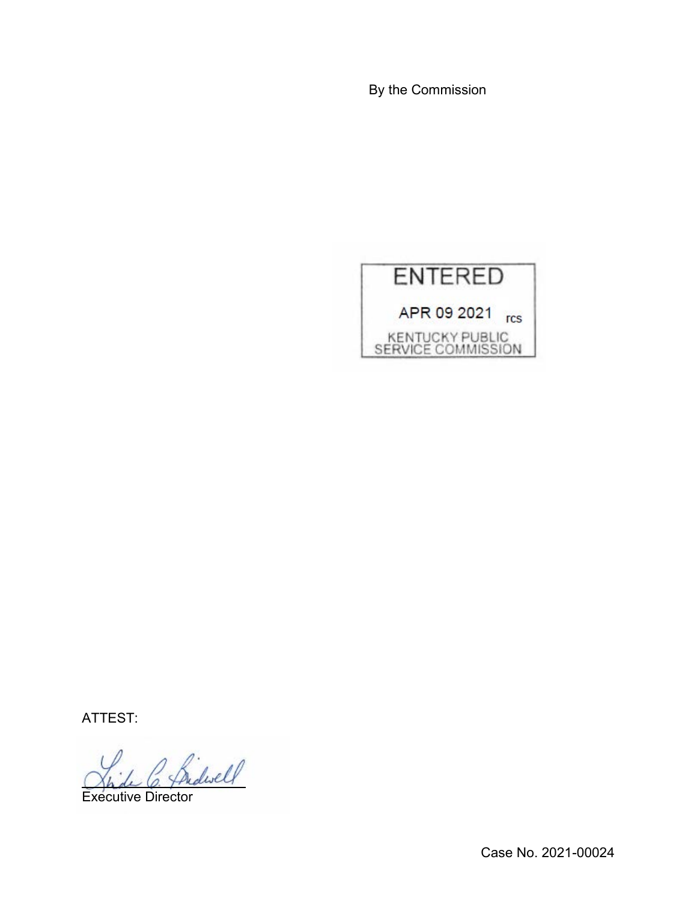By the Commission

ENTERED

APR 09 2021 rcs

KENTUCKY PUBLIC SERVICE COMMISSION

ATTEST:

Executive Director

Case No. 2021-00024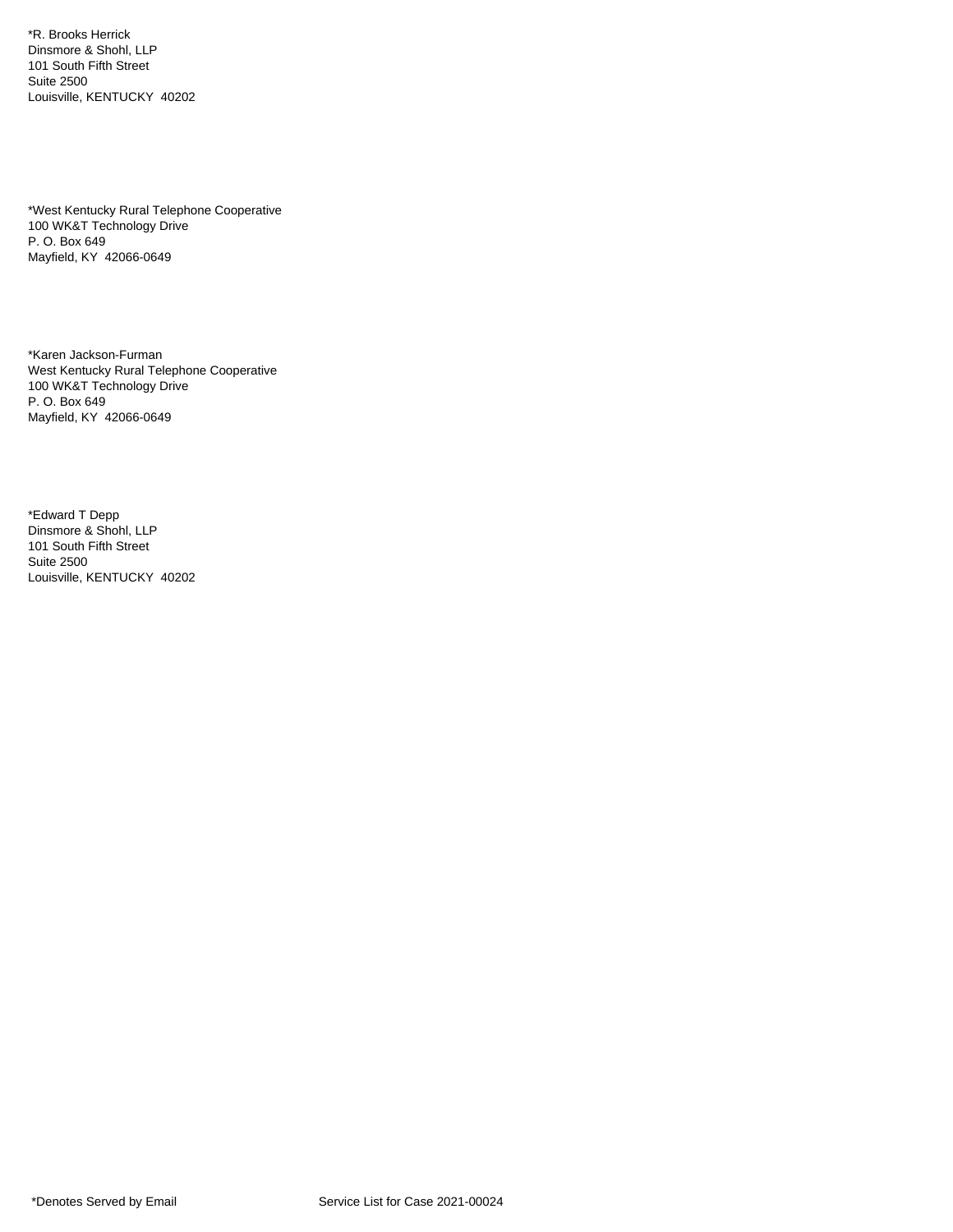*R. Brooks Herrick
Dinsmore & Shohl, LLP
101 South Fifth Street
Suite 2500
Louisville, KENTUCKY 40202

*West Kentucky Rural Telephone Cooperative
100 WK&T Technology Drive
P. O. Box 649
Mayfield, KY 42066-0649

*Karen Jackson-Furman
West Kentucky Rural Telephone Cooperative
100 WK&T Technology Drive
P. O. Box 649
Mayfield, KY 42066-0649

*Edward T Depp
Dinsmore & Shohl, LLP
101 South Fifth Street
Suite 2500
Louisville, KENTUCKY 40202

*Denotes Served by Email

Service List for Case 2021-00024